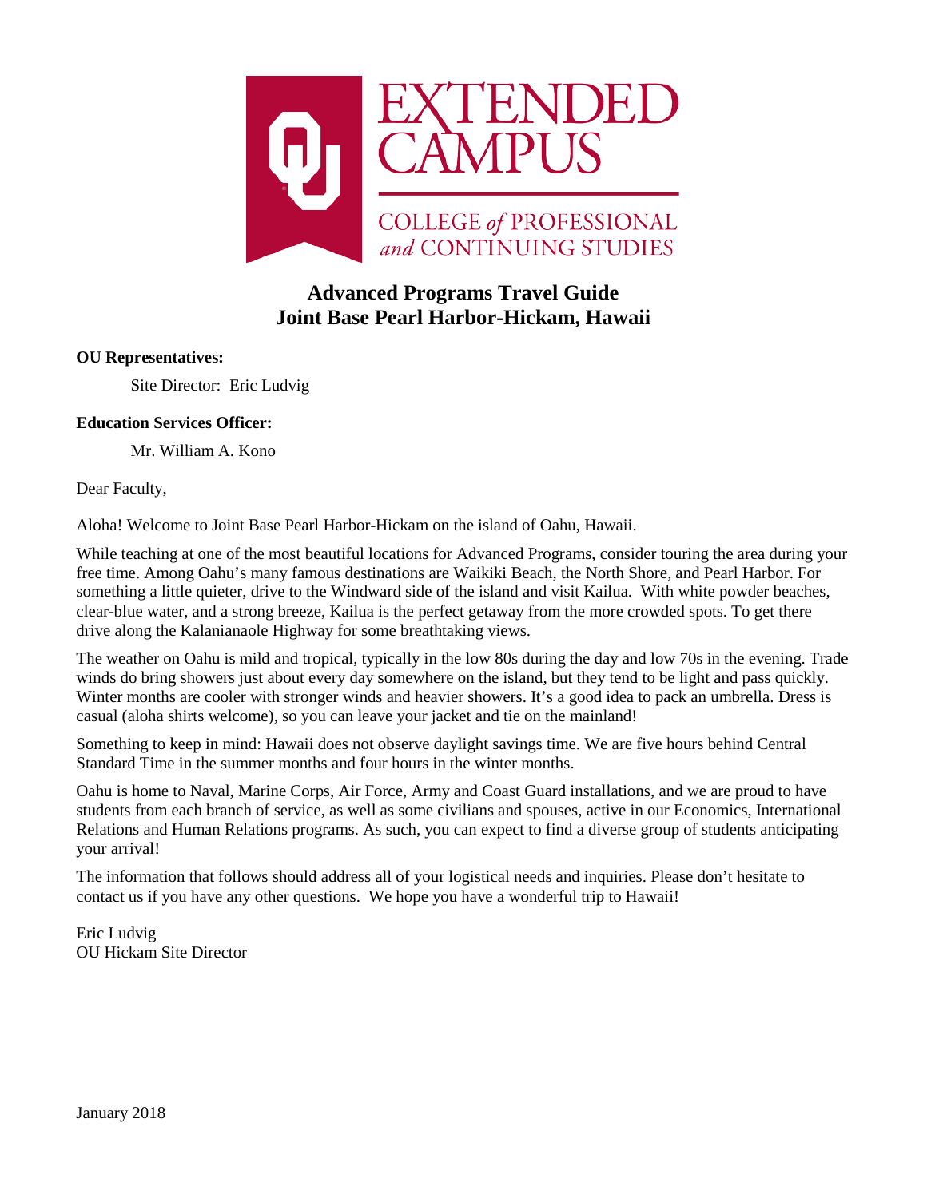EXTENDED CAMPUS

COLLEGE *of* PROFESSIONAL *and* CONTINUING STUDIES

# Advanced Programs Travel Guide
# Joint Base Pearl Harbor-Hickam, Hawaii

**OU Representatives:**

Site Director: Eric Ludvig

**Education Services Officer:**

Mr. William A. Kono

Dear Faculty,

Aloha! Welcome to Joint Base Pearl Harbor-Hickam on the island of Oahu, Hawaii.

While teaching at one of the most beautiful locations for Advanced Programs, consider touring the area during your free time. Among Oahu's many famous destinations are Waikiki Beach, the North Shore, and Pearl Harbor. For something a little quieter, drive to the Windward side of the island and visit Kailua. With white powder beaches, clear-blue water, and a strong breeze, Kailua is the perfect getaway from the more crowded spots. To get there drive along the Kalanianaole Highway for some breathtaking views.

The weather on Oahu is mild and tropical, typically in the low 80s during the day and low 70s in the evening. Trade winds do bring showers just about every day somewhere on the island, but they tend to be light and pass quickly. Winter months are cooler with stronger winds and heavier showers. It's a good idea to pack an umbrella. Dress is casual (aloha shirts welcome), so you can leave your jacket and tie on the mainland!

Something to keep in mind: Hawaii does not observe daylight savings time. We are five hours behind Central Standard Time in the summer months and four hours in the winter months.

Oahu is home to Naval, Marine Corps, Air Force, Army and Coast Guard installations, and we are proud to have students from each branch of service, as well as some civilians and spouses, active in our Economics, International Relations and Human Relations programs. As such, you can expect to find a diverse group of students anticipating your arrival!

The information that follows should address all of your logistical needs and inquiries. Please don't hesitate to contact us if you have any other questions. We hope you have a wonderful trip to Hawaii!

Eric Ludvig
OU Hickam Site Director

January 2018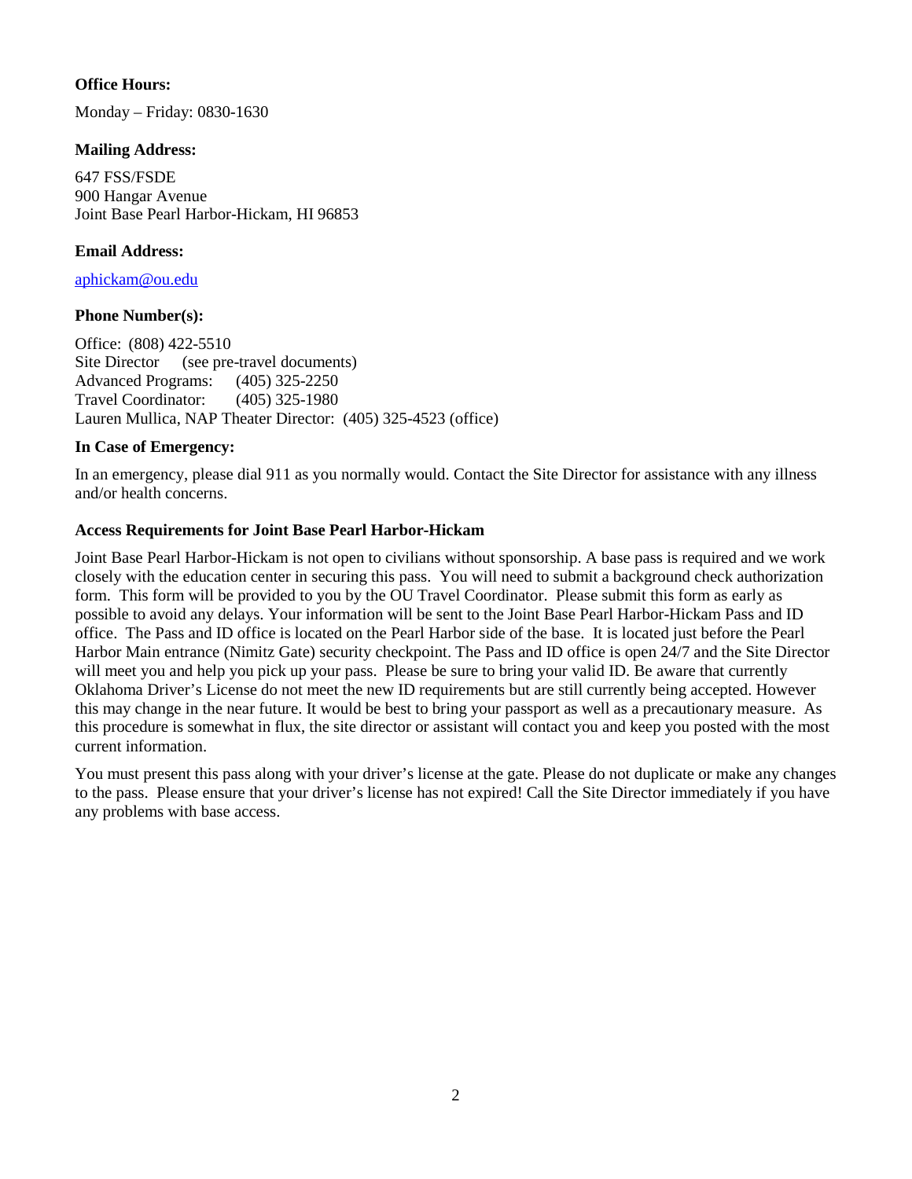**Office Hours:**

Monday – Friday: 0830-1630

**Mailing Address:**

647 FSS/FSDE
900 Hangar Avenue
Joint Base Pearl Harbor-Hickam, HI 96853

**Email Address:**

aphickam@ou.edu

**Phone Number(s):**

Office: (808) 422-5510
Site Director (see pre-travel documents)
Advanced Programs: (405) 325-2250
Travel Coordinator: (405) 325-1980
Lauren Mullica, NAP Theater Director: (405) 325-4523 (office)

**In Case of Emergency:**

In an emergency, please dial 911 as you normally would. Contact the Site Director for assistance with any illness and/or health concerns.

**Access Requirements for Joint Base Pearl Harbor-Hickam**

Joint Base Pearl Harbor-Hickam is not open to civilians without sponsorship. A base pass is required and we work closely with the education center in securing this pass. You will need to submit a background check authorization form. This form will be provided to you by the OU Travel Coordinator. Please submit this form as early as possible to avoid any delays. Your information will be sent to the Joint Base Pearl Harbor-Hickam Pass and ID office. The Pass and ID office is located on the Pearl Harbor side of the base. It is located just before the Pearl Harbor Main entrance (Nimitz Gate) security checkpoint. The Pass and ID office is open 24/7 and the Site Director will meet you and help you pick up your pass. Please be sure to bring your valid ID. Be aware that currently Oklahoma Driver's License do not meet the new ID requirements but are still currently being accepted. However this may change in the near future. It would be best to bring your passport as well as a precautionary measure. As this procedure is somewhat in flux, the site director or assistant will contact you and keep you posted with the most current information.

You must present this pass along with your driver's license at the gate. Please do not duplicate or make any changes to the pass. Please ensure that your driver's license has not expired! Call the Site Director immediately if you have any problems with base access.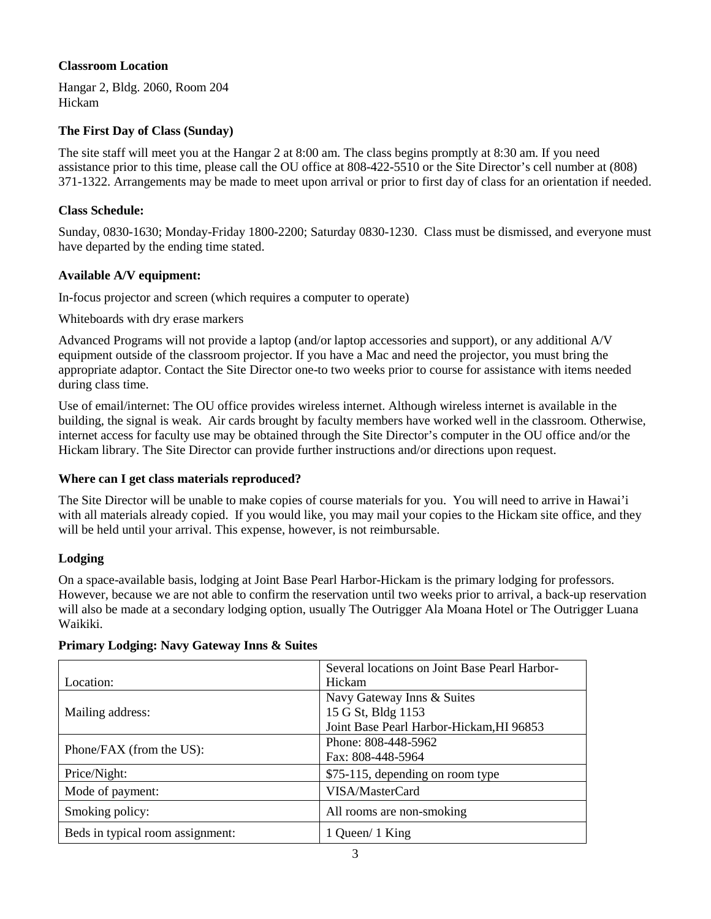**Classroom Location**

Hangar 2, Bldg. 2060, Room 204
Hickam

**The First Day of Class (Sunday)**

The site staff will meet you at the Hangar 2 at 8:00 am. The class begins promptly at 8:30 am. If you need assistance prior to this time, please call the OU office at 808-422-5510 or the Site Director's cell number at (808) 371-1322. Arrangements may be made to meet upon arrival or prior to first day of class for an orientation if needed.

**Class Schedule:**

Sunday, 0830-1630; Monday-Friday 1800-2200; Saturday 0830-1230. Class must be dismissed, and everyone must have departed by the ending time stated.

**Available A/V equipment:**

In-focus projector and screen (which requires a computer to operate)

Whiteboards with dry erase markers

Advanced Programs will not provide a laptop (and/or laptop accessories and support), or any additional A/V equipment outside of the classroom projector. If you have a Mac and need the projector, you must bring the appropriate adaptor. Contact the Site Director one-to two weeks prior to course for assistance with items needed during class time.

Use of email/internet: The OU office provides wireless internet. Although wireless internet is available in the building, the signal is weak. Air cards brought by faculty members have worked well in the classroom. Otherwise, internet access for faculty use may be obtained through the Site Director's computer in the OU office and/or the Hickam library. The Site Director can provide further instructions and/or directions upon request.

**Where can I get class materials reproduced?**

The Site Director will be unable to make copies of course materials for you. You will need to arrive in Hawai'i with all materials already copied. If you would like, you may mail your copies to the Hickam site office, and they will be held until your arrival. This expense, however, is not reimbursable.

**Lodging**

On a space-available basis, lodging at Joint Base Pearl Harbor-Hickam is the primary lodging for professors. However, because we are not able to confirm the reservation until two weeks prior to arrival, a back-up reservation will also be made at a secondary lodging option, usually The Outrigger Ala Moana Hotel or The Outrigger Luana Waikiki.

**Primary Lodging: Navy Gateway Inns & Suites**

| | |
|---|---|
| Location: | Several locations on Joint Base Pearl Harbor-Hickam |
| Mailing address: | Navy Gateway Inns & Suites<br>15 G St, Bldg 1153<br>Joint Base Pearl Harbor-Hickam,HI 96853 |
| Phone/FAX (from the US): | Phone: 808-448-5962<br>Fax: 808-448-5964 |
| Price/Night: | $75-115, depending on room type |
| Mode of payment: | VISA/MasterCard |
| Smoking policy: | All rooms are non-smoking |
| Beds in typical room assignment: | 1 Queen/ 1 King |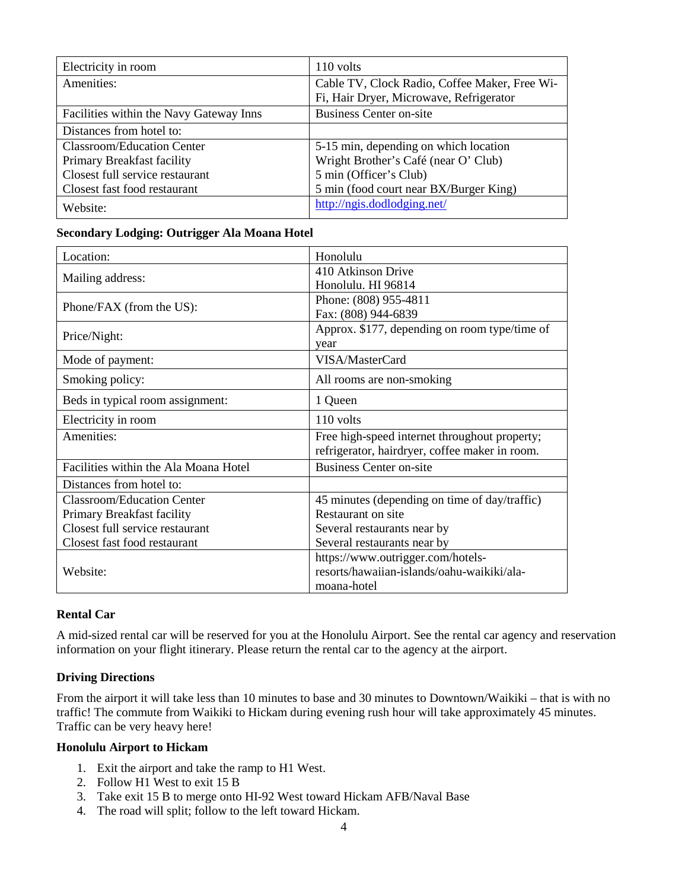| | |
|---|---|
| Electricity in room | 110 volts |
| Amenities: | Cable TV, Clock Radio, Coffee Maker, Free Wi-Fi, Hair Dryer, Microwave, Refrigerator |
| Facilities within the Navy Gateway Inns | Business Center on-site |
| Distances from hotel to: | |
| Classroom/Education Center<br>Primary Breakfast facility<br>Closest full service restaurant<br>Closest fast food restaurant | 5-15 min, depending on which location<br>Wright Brother's Café (near O' Club)<br>5 min (Officer's Club)<br>5 min (food court near BX/Burger King) |
| Website: | http://ngis.dodlodging.net/ |

**Secondary Lodging: Outrigger Ala Moana Hotel**

| | |
|---|---|
| Location: | Honolulu |
| Mailing address: | 410 Atkinson Drive<br>Honolulu. HI 96814 |
| Phone/FAX (from the US): | Phone: (808) 955-4811<br>Fax: (808) 944-6839 |
| Price/Night: | Approx. $177, depending on room type/time of year |
| Mode of payment: | VISA/MasterCard |
| Smoking policy: | All rooms are non-smoking |
| Beds in typical room assignment: | 1 Queen |
| Electricity in room | 110 volts |
| Amenities: | Free high-speed internet throughout property; refrigerator, hairdryer, coffee maker in room. |
| Facilities within the Ala Moana Hotel | Business Center on-site |
| Distances from hotel to: | |
| Classroom/Education Center<br>Primary Breakfast facility<br>Closest full service restaurant<br>Closest fast food restaurant | 45 minutes (depending on time of day/traffic)<br>Restaurant on site<br>Several restaurants near by<br>Several restaurants near by |
| Website: | https://www.outrigger.com/hotels-resorts/hawaiian-islands/oahu-waikiki/ala-moana-hotel |

**Rental Car**

A mid-sized rental car will be reserved for you at the Honolulu Airport. See the rental car agency and reservation information on your flight itinerary. Please return the rental car to the agency at the airport.

**Driving Directions**

From the airport it will take less than 10 minutes to base and 30 minutes to Downtown/Waikiki – that is with no traffic! The commute from Waikiki to Hickam during evening rush hour will take approximately 45 minutes. Traffic can be very heavy here!

**Honolulu Airport to Hickam**

1. Exit the airport and take the ramp to H1 West.
2. Follow H1 West to exit 15 B
3. Take exit 15 B to merge onto HI-92 West toward Hickam AFB/Naval Base
4. The road will split; follow to the left toward Hickam.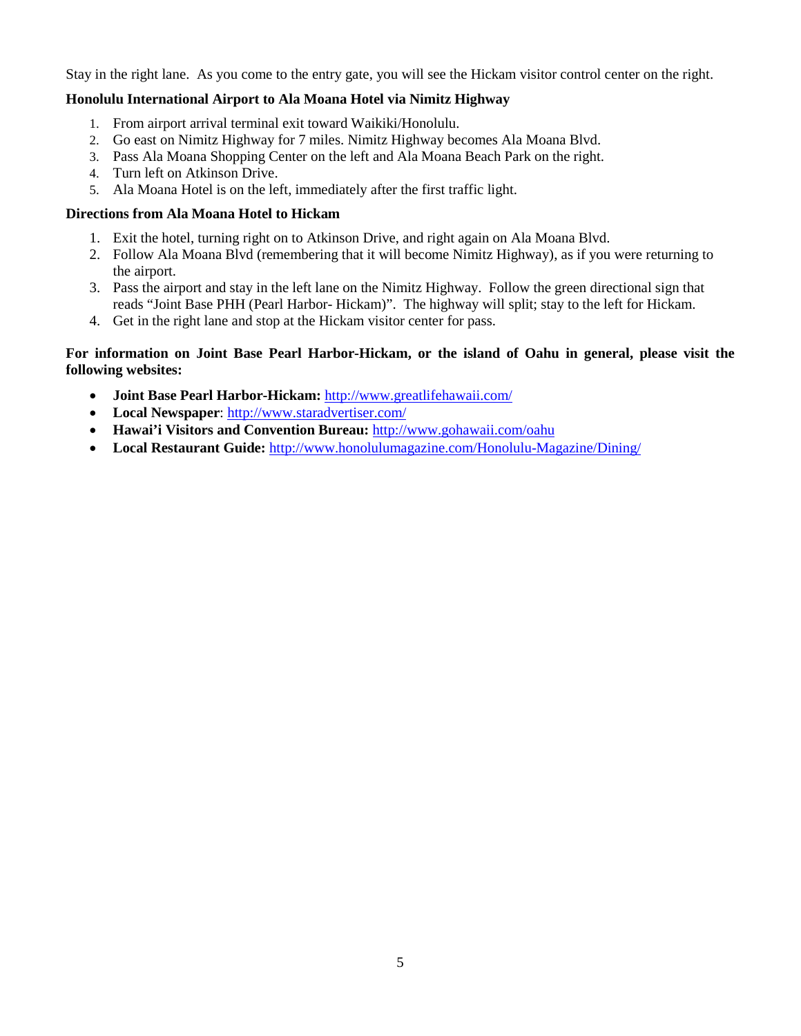Stay in the right lane. As you come to the entry gate, you will see the Hickam visitor control center on the right.

**Honolulu International Airport to Ala Moana Hotel via Nimitz Highway**

1. From airport arrival terminal exit toward Waikiki/Honolulu.
2. Go east on Nimitz Highway for 7 miles. Nimitz Highway becomes Ala Moana Blvd.
3. Pass Ala Moana Shopping Center on the left and Ala Moana Beach Park on the right.
4. Turn left on Atkinson Drive.
5. Ala Moana Hotel is on the left, immediately after the first traffic light.

**Directions from Ala Moana Hotel to Hickam**

1. Exit the hotel, turning right on to Atkinson Drive, and right again on Ala Moana Blvd.
2. Follow Ala Moana Blvd (remembering that it will become Nimitz Highway), as if you were returning to the airport.
3. Pass the airport and stay in the left lane on the Nimitz Highway. Follow the green directional sign that reads "Joint Base PHH (Pearl Harbor- Hickam)". The highway will split; stay to the left for Hickam.
4. Get in the right lane and stop at the Hickam visitor center for pass.

**For information on Joint Base Pearl Harbor-Hickam, or the island of Oahu in general, please visit the following websites:**

- **Joint Base Pearl Harbor-Hickam:** http://www.greatlifehawaii.com/
- **Local Newspaper**: http://www.staradvertiser.com/
- **Hawai'i Visitors and Convention Bureau:** http://www.gohawaii.com/oahu
- **Local Restaurant Guide:** http://www.honolulumagazine.com/Honolulu-Magazine/Dining/